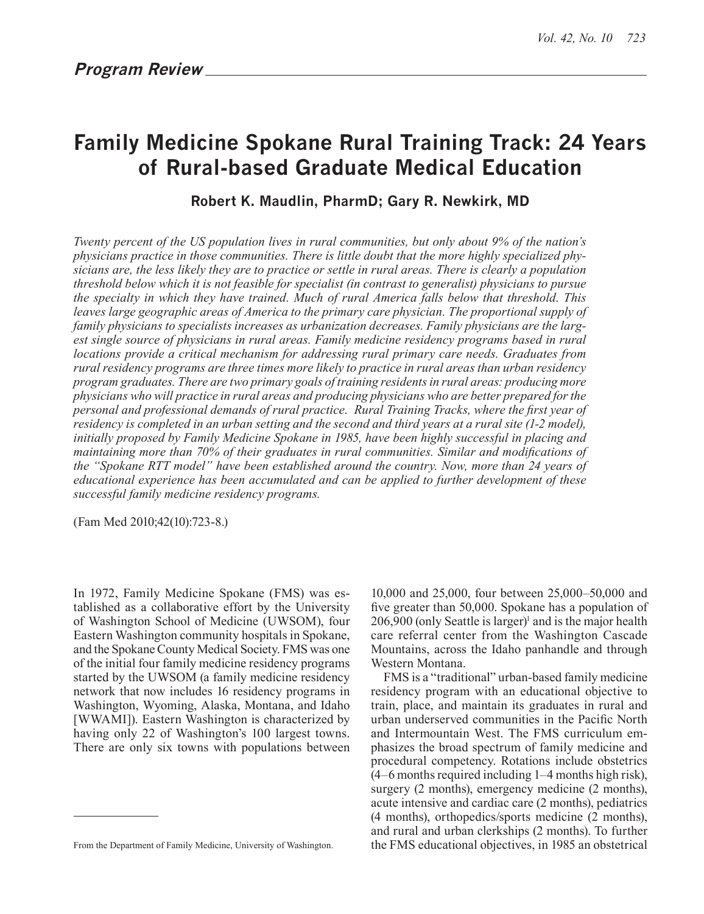*Program Review*

# Family Medicine Spokane Rural Training Track: 24 Years of Rural-based Graduate Medical Education

**Robert K. Maudlin, PharmD; Gary R. Newkirk, MD**

*Twenty percent of the US population lives in rural communities, but only about 9% of the nation's physicians practice in those communities. There is little doubt that the more highly specialized physicians are, the less likely they are to practice or settle in rural areas. There is clearly a population threshold below which it is not feasible for specialist (in contrast to generalist) physicians to pursue the specialty in which they have trained. Much of rural America falls below that threshold. This leaves large geographic areas of America to the primary care physician. The proportional supply of family physicians to specialists increases as urbanization decreases. Family physicians are the largest single source of physicians in rural areas. Family medicine residency programs based in rural locations provide a critical mechanism for addressing rural primary care needs. Graduates from rural residency programs are three times more likely to practice in rural areas than urban residency program graduates. There are two primary goals of training residents in rural areas: producing more physicians who will practice in rural areas and producing physicians who are better prepared for the personal and professional demands of rural practice. Rural Training Tracks, where the first year of residency is completed in an urban setting and the second and third years at a rural site (1-2 model), initially proposed by Family Medicine Spokane in 1985, have been highly successful in placing and maintaining more than 70% of their graduates in rural communities. Similar and modifications of the "Spokane RTT model" have been established around the country. Now, more than 24 years of educational experience has been accumulated and can be applied to further development of these successful family medicine residency programs.*

(Fam Med 2010;42(10):723-8.)

In 1972, Family Medicine Spokane (FMS) was established as a collaborative effort by the University of Washington School of Medicine (UWSOM), four Eastern Washington community hospitals in Spokane, and the Spokane County Medical Society. FMS was one of the initial four family medicine residency programs started by the UWSOM (a family medicine residency network that now includes 16 residency programs in Washington, Wyoming, Alaska, Montana, and Idaho [WWAMI]). Eastern Washington is characterized by having only 22 of Washington's 100 largest towns. There are only six towns with populations between 10,000 and 25,000, four between 25,000–50,000 and five greater than 50,000. Spokane has a population of 206,900 (only Seattle is larger)[1] and is the major health care referral center from the Washington Cascade Mountains, across the Idaho panhandle and through Western Montana.

FMS is a "traditional" urban-based family medicine residency program with an educational objective to train, place, and maintain its graduates in rural and urban underserved communities in the Pacific North and Intermountain West. The FMS curriculum emphasizes the broad spectrum of family medicine and procedural competency. Rotations include obstetrics (4–6 months required including 1–4 months high risk), surgery (2 months), emergency medicine (2 months), acute intensive and cardiac care (2 months), pediatrics (4 months), orthopedics/sports medicine (2 months), and rural and urban clerkships (2 months). To further the FMS educational objectives, in 1985 an obstetrical

From the Department of Family Medicine, University of Washington.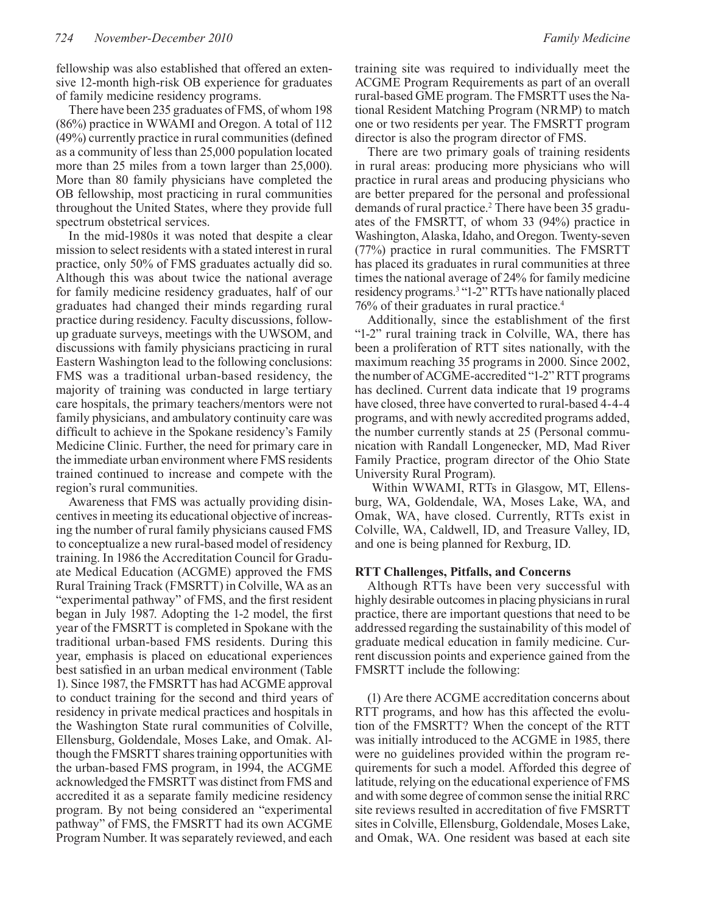fellowship was also established that offered an extensive 12-month high-risk OB experience for graduates of family medicine residency programs.

There have been 235 graduates of FMS, of whom 198 (86%) practice in WWAMI and Oregon. A total of 112 (49%) currently practice in rural communities (defined as a community of less than 25,000 population located more than 25 miles from a town larger than 25,000). More than 80 family physicians have completed the OB fellowship, most practicing in rural communities throughout the United States, where they provide full spectrum obstetrical services.

In the mid-1980s it was noted that despite a clear mission to select residents with a stated interest in rural practice, only 50% of FMS graduates actually did so. Although this was about twice the national average for family medicine residency graduates, half of our graduates had changed their minds regarding rural practice during residency. Faculty discussions, follow-up graduate surveys, meetings with the UWSOM, and discussions with family physicians practicing in rural Eastern Washington lead to the following conclusions: FMS was a traditional urban-based residency, the majority of training was conducted in large tertiary care hospitals, the primary teachers/mentors were not family physicians, and ambulatory continuity care was difficult to achieve in the Spokane residency's Family Medicine Clinic. Further, the need for primary care in the immediate urban environment where FMS residents trained continued to increase and compete with the region's rural communities.

Awareness that FMS was actually providing disincentives in meeting its educational objective of increasing the number of rural family physicians caused FMS to conceptualize a new rural-based model of residency training. In 1986 the Accreditation Council for Graduate Medical Education (ACGME) approved the FMS Rural Training Track (FMSRTT) in Colville, WA as an "experimental pathway" of FMS, and the first resident began in July 1987. Adopting the 1-2 model, the first year of the FMSRTT is completed in Spokane with the traditional urban-based FMS residents. During this year, emphasis is placed on educational experiences best satisfied in an urban medical environment (Table 1). Since 1987, the FMSRTT has had ACGME approval to conduct training for the second and third years of residency in private medical practices and hospitals in the Washington State rural communities of Colville, Ellensburg, Goldendale, Moses Lake, and Omak. Although the FMSRTT shares training opportunities with the urban-based FMS program, in 1994, the ACGME acknowledged the FMSRTT was distinct from FMS and accredited it as a separate family medicine residency program. By not being considered an "experimental pathway" of FMS, the FMSRTT had its own ACGME Program Number. It was separately reviewed, and each training site was required to individually meet the ACGME Program Requirements as part of an overall rural-based GME program. The FMSRTT uses the National Resident Matching Program (NRMP) to match one or two residents per year. The FMSRTT program director is also the program director of FMS.

There are two primary goals of training residents in rural areas: producing more physicians who will practice in rural areas and producing physicians who are better prepared for the personal and professional demands of rural practice.[2] There have been 35 graduates of the FMSRTT, of whom 33 (94%) practice in Washington, Alaska, Idaho, and Oregon. Twenty-seven (77%) practice in rural communities. The FMSRTT has placed its graduates in rural communities at three times the national average of 24% for family medicine residency programs.[3] "1-2" RTTs have nationally placed 76% of their graduates in rural practice.[4]

Additionally, since the establishment of the first "1-2" rural training track in Colville, WA, there has been a proliferation of RTT sites nationally, with the maximum reaching 35 programs in 2000. Since 2002, the number of ACGME-accredited "1-2" RTT programs has declined. Current data indicate that 19 programs have closed, three have converted to rural-based 4-4-4 programs, and with newly accredited programs added, the number currently stands at 25 (Personal communication with Randall Longenecker, MD, Mad River Family Practice, program director of the Ohio State University Rural Program).

Within WWAMI, RTTs in Glasgow, MT, Ellensburg, WA, Goldendale, WA, Moses Lake, WA, and Omak, WA, have closed. Currently, RTTs exist in Colville, WA, Caldwell, ID, and Treasure Valley, ID, and one is being planned for Rexburg, ID.

### RTT Challenges, Pitfalls, and Concerns

Although RTTs have been very successful with highly desirable outcomes in placing physicians in rural practice, there are important questions that need to be addressed regarding the sustainability of this model of graduate medical education in family medicine. Current discussion points and experience gained from the FMSRTT include the following:

(1) Are there ACGME accreditation concerns about RTT programs, and how has this affected the evolution of the FMSRTT? When the concept of the RTT was initially introduced to the ACGME in 1985, there were no guidelines provided within the program requirements for such a model. Afforded this degree of latitude, relying on the educational experience of FMS and with some degree of common sense the initial RRC site reviews resulted in accreditation of five FMSRTT sites in Colville, Ellensburg, Goldendale, Moses Lake, and Omak, WA. One resident was based at each site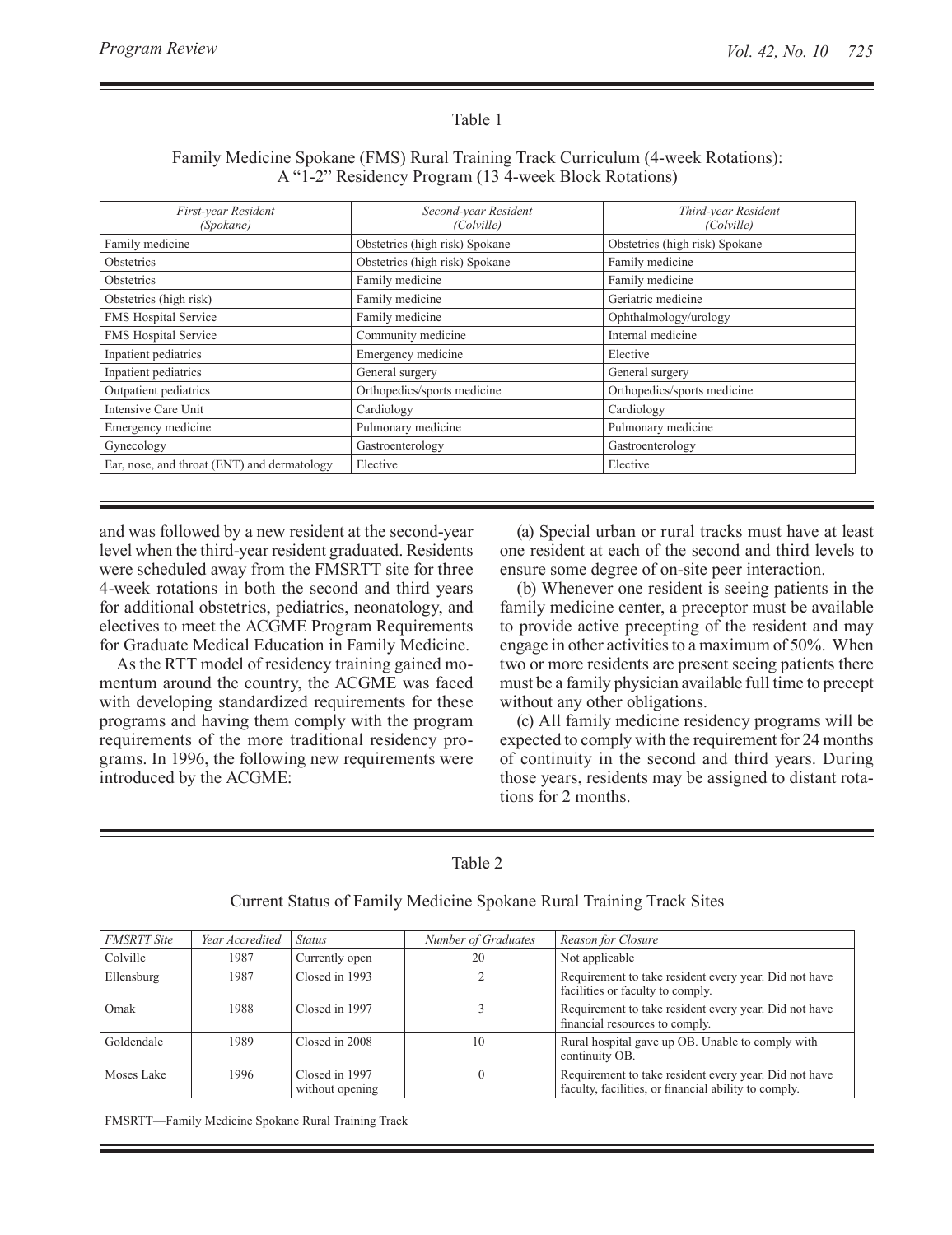Table 1

Family Medicine Spokane (FMS) Rural Training Track Curriculum (4-week Rotations): A "1-2" Residency Program (13 4-week Block Rotations)

| *First-year Resident (Spokane)* | *Second-year Resident (Colville)* | *Third-year Resident (Colville)* |
|---|---|---|
| Family medicine | Obstetrics (high risk) Spokane | Obstetrics (high risk) Spokane |
| Obstetrics | Obstetrics (high risk) Spokane | Family medicine |
| Obstetrics | Family medicine | Family medicine |
| Obstetrics (high risk) | Family medicine | Geriatric medicine |
| FMS Hospital Service | Family medicine | Ophthalmology/urology |
| FMS Hospital Service | Community medicine | Internal medicine |
| Inpatient pediatrics | Emergency medicine | Elective |
| Inpatient pediatrics | General surgery | General surgery |
| Outpatient pediatrics | Orthopedics/sports medicine | Orthopedics/sports medicine |
| Intensive Care Unit | Cardiology | Cardiology |
| Emergency medicine | Pulmonary medicine | Pulmonary medicine |
| Gynecology | Gastroenterology | Gastroenterology |
| Ear, nose, and throat (ENT) and dermatology | Elective | Elective |

and was followed by a new resident at the second-year level when the third-year resident graduated. Residents were scheduled away from the FMSRTT site for three 4-week rotations in both the second and third years for additional obstetrics, pediatrics, neonatology, and electives to meet the ACGME Program Requirements for Graduate Medical Education in Family Medicine.

As the RTT model of residency training gained momentum around the country, the ACGME was faced with developing standardized requirements for these programs and having them comply with the program requirements of the more traditional residency programs. In 1996, the following new requirements were introduced by the ACGME:

(a) Special urban or rural tracks must have at least one resident at each of the second and third levels to ensure some degree of on-site peer interaction.

(b) Whenever one resident is seeing patients in the family medicine center, a preceptor must be available to provide active precepting of the resident and may engage in other activities to a maximum of 50%. When two or more residents are present seeing patients there must be a family physician available full time to precept without any other obligations.

(c) All family medicine residency programs will be expected to comply with the requirement for 24 months of continuity in the second and third years. During those years, residents may be assigned to distant rotations for 2 months.

Table 2

Current Status of Family Medicine Spokane Rural Training Track Sites

| *FMSRTT Site* | *Year Accredited* | *Status* | *Number of Graduates* | *Reason for Closure* |
|---|---|---|---|---|
| Colville | 1987 | Currently open | 20 | Not applicable |
| Ellensburg | 1987 | Closed in 1993 | 2 | Requirement to take resident every year. Did not have facilities or faculty to comply. |
| Omak | 1988 | Closed in 1997 | 3 | Requirement to take resident every year. Did not have financial resources to comply. |
| Goldendale | 1989 | Closed in 2008 | 10 | Rural hospital gave up OB. Unable to comply with continuity OB. |
| Moses Lake | 1996 | Closed in 1997 without opening | 0 | Requirement to take resident every year. Did not have faculty, facilities, or financial ability to comply. |

FMSRTT—Family Medicine Spokane Rural Training Track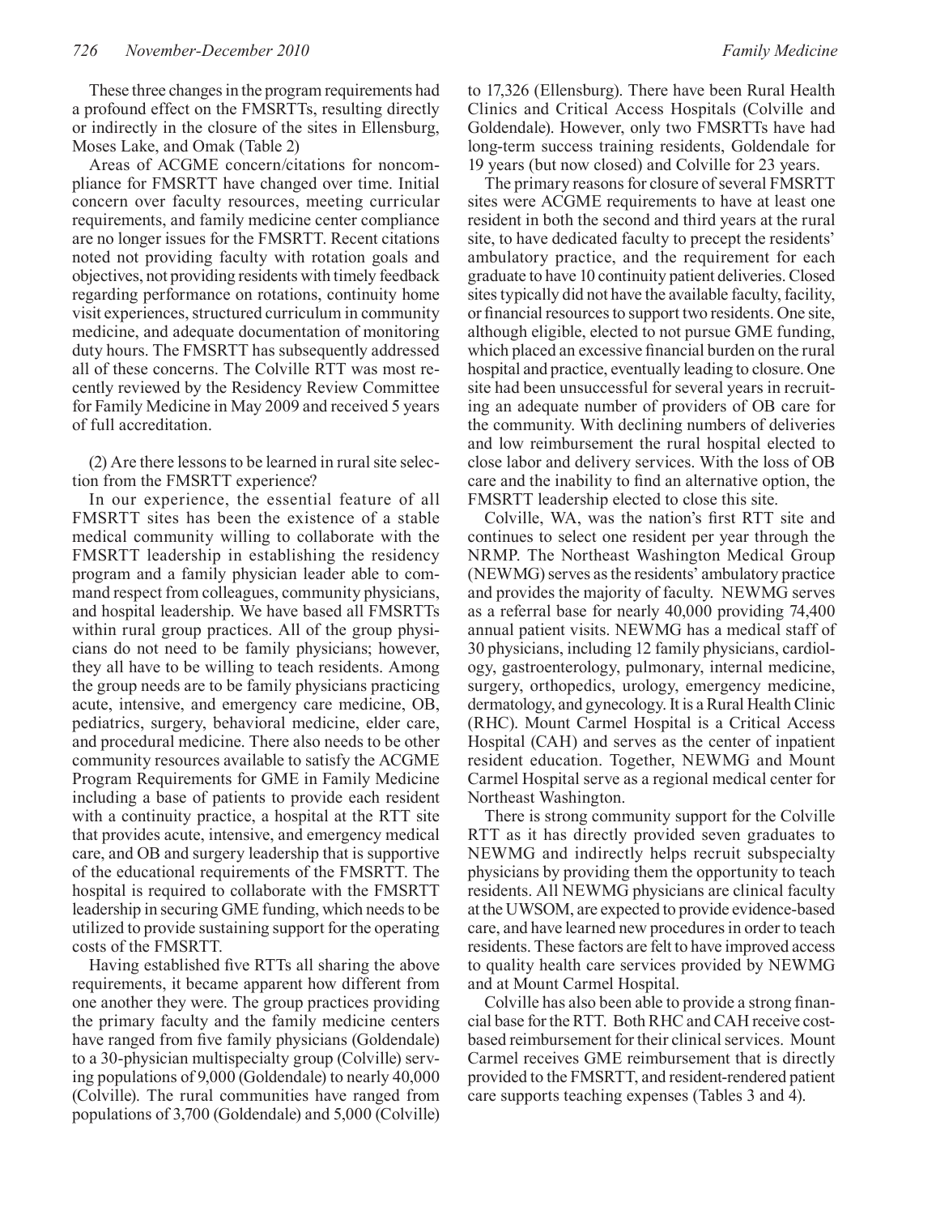These three changes in the program requirements had a profound effect on the FMSRTTs, resulting directly or indirectly in the closure of the sites in Ellensburg, Moses Lake, and Omak (Table 2)

Areas of ACGME concern/citations for noncompliance for FMSRTT have changed over time. Initial concern over faculty resources, meeting curricular requirements, and family medicine center compliance are no longer issues for the FMSRTT. Recent citations noted not providing faculty with rotation goals and objectives, not providing residents with timely feedback regarding performance on rotations, continuity home visit experiences, structured curriculum in community medicine, and adequate documentation of monitoring duty hours. The FMSRTT has subsequently addressed all of these concerns. The Colville RTT was most recently reviewed by the Residency Review Committee for Family Medicine in May 2009 and received 5 years of full accreditation.

(2) Are there lessons to be learned in rural site selection from the FMSRTT experience?

In our experience, the essential feature of all FMSRTT sites has been the existence of a stable medical community willing to collaborate with the FMSRTT leadership in establishing the residency program and a family physician leader able to command respect from colleagues, community physicians, and hospital leadership. We have based all FMSRTTs within rural group practices. All of the group physicians do not need to be family physicians; however, they all have to be willing to teach residents. Among the group needs are to be family physicians practicing acute, intensive, and emergency care medicine, OB, pediatrics, surgery, behavioral medicine, elder care, and procedural medicine. There also needs to be other community resources available to satisfy the ACGME Program Requirements for GME in Family Medicine including a base of patients to provide each resident with a continuity practice, a hospital at the RTT site that provides acute, intensive, and emergency medical care, and OB and surgery leadership that is supportive of the educational requirements of the FMSRTT. The hospital is required to collaborate with the FMSRTT leadership in securing GME funding, which needs to be utilized to provide sustaining support for the operating costs of the FMSRTT.

Having established five RTTs all sharing the above requirements, it became apparent how different from one another they were. The group practices providing the primary faculty and the family medicine centers have ranged from five family physicians (Goldendale) to a 30-physician multispecialty group (Colville) serving populations of 9,000 (Goldendale) to nearly 40,000 (Colville). The rural communities have ranged from populations of 3,700 (Goldendale) and 5,000 (Colville) to 17,326 (Ellensburg). There have been Rural Health Clinics and Critical Access Hospitals (Colville and Goldendale). However, only two FMSRTTs have had long-term success training residents, Goldendale for 19 years (but now closed) and Colville for 23 years.

The primary reasons for closure of several FMSRTT sites were ACGME requirements to have at least one resident in both the second and third years at the rural site, to have dedicated faculty to precept the residents' ambulatory practice, and the requirement for each graduate to have 10 continuity patient deliveries. Closed sites typically did not have the available faculty, facility, or financial resources to support two residents. One site, although eligible, elected to not pursue GME funding, which placed an excessive financial burden on the rural hospital and practice, eventually leading to closure. One site had been unsuccessful for several years in recruiting an adequate number of providers of OB care for the community. With declining numbers of deliveries and low reimbursement the rural hospital elected to close labor and delivery services. With the loss of OB care and the inability to find an alternative option, the FMSRTT leadership elected to close this site.

Colville, WA, was the nation's first RTT site and continues to select one resident per year through the NRMP. The Northeast Washington Medical Group (NEWMG) serves as the residents' ambulatory practice and provides the majority of faculty. NEWMG serves as a referral base for nearly 40,000 providing 74,400 annual patient visits. NEWMG has a medical staff of 30 physicians, including 12 family physicians, cardiology, gastroenterology, pulmonary, internal medicine, surgery, orthopedics, urology, emergency medicine, dermatology, and gynecology. It is a Rural Health Clinic (RHC). Mount Carmel Hospital is a Critical Access Hospital (CAH) and serves as the center of inpatient resident education. Together, NEWMG and Mount Carmel Hospital serve as a regional medical center for Northeast Washington.

There is strong community support for the Colville RTT as it has directly provided seven graduates to NEWMG and indirectly helps recruit subspecialty physicians by providing them the opportunity to teach residents. All NEWMG physicians are clinical faculty at the UWSOM, are expected to provide evidence-based care, and have learned new procedures in order to teach residents. These factors are felt to have improved access to quality health care services provided by NEWMG and at Mount Carmel Hospital.

Colville has also been able to provide a strong financial base for the RTT. Both RHC and CAH receive cost-based reimbursement for their clinical services. Mount Carmel receives GME reimbursement that is directly provided to the FMSRTT, and resident-rendered patient care supports teaching expenses (Tables 3 and 4).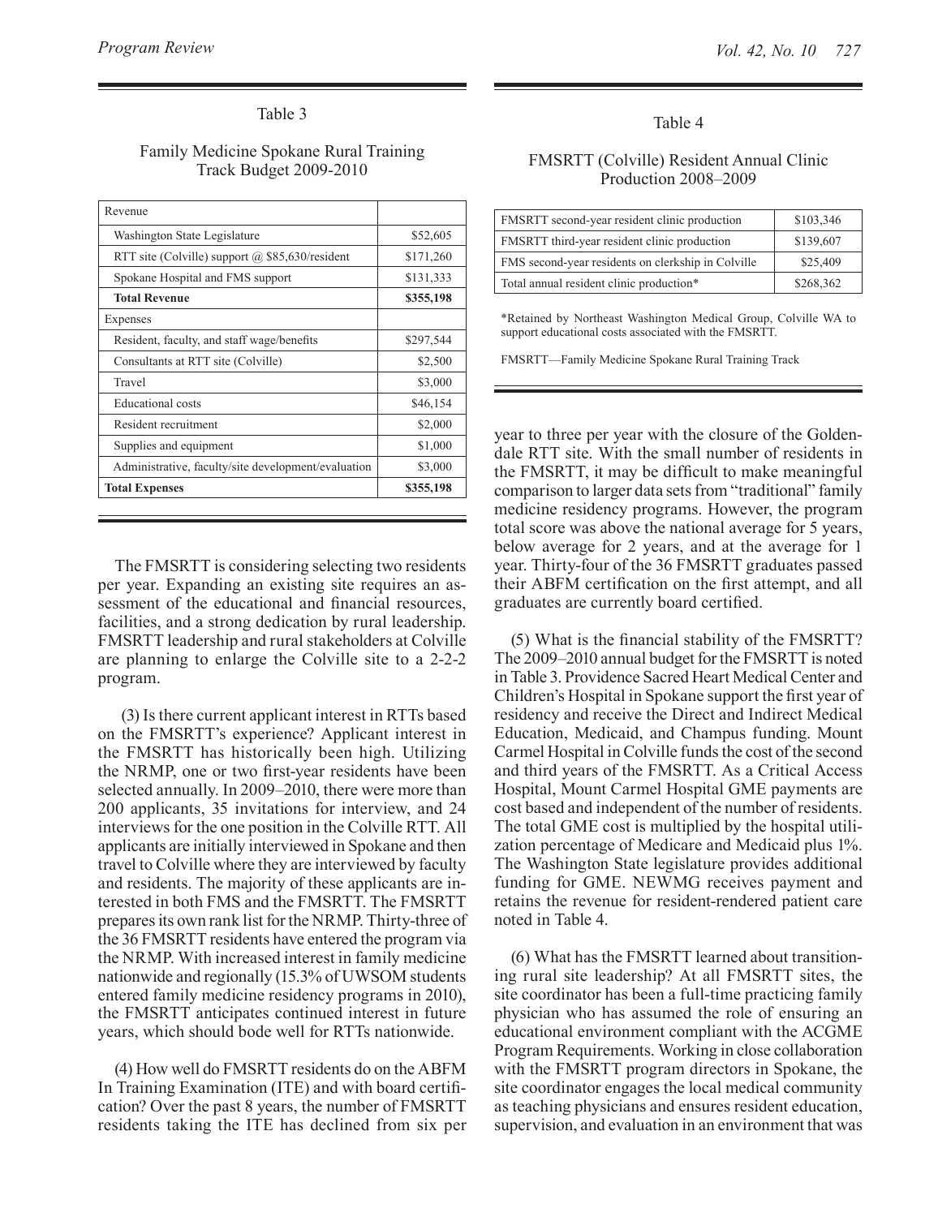Table 3

Family Medicine Spokane Rural Training Track Budget 2009-2010

| Revenue | |
|---|---|
| Washington State Legislature | $52,605 |
| RTT site (Colville) support @ $85,630/resident | $171,260 |
| Spokane Hospital and FMS support | $131,333 |
| **Total Revenue** | **$355,198** |
| Expenses | |
| Resident, faculty, and staff wage/benefits | $297,544 |
| Consultants at RTT site (Colville) | $2,500 |
| Travel | $3,000 |
| Educational costs | $46,154 |
| Resident recruitment | $2,000 |
| Supplies and equipment | $1,000 |
| Administrative, faculty/site development/evaluation | $3,000 |
| **Total Expenses** | **$355,198** |

The FMSRTT is considering selecting two residents per year. Expanding an existing site requires an assessment of the educational and financial resources, facilities, and a strong dedication by rural leadership. FMSRTT leadership and rural stakeholders at Colville are planning to enlarge the Colville site to a 2-2-2 program.

(3) Is there current applicant interest in RTTs based on the FMSRTT's experience? Applicant interest in the FMSRTT has historically been high. Utilizing the NRMP, one or two first-year residents have been selected annually. In 2009–2010, there were more than 200 applicants, 35 invitations for interview, and 24 interviews for the one position in the Colville RTT. All applicants are initially interviewed in Spokane and then travel to Colville where they are interviewed by faculty and residents. The majority of these applicants are interested in both FMS and the FMSRTT. The FMSRTT prepares its own rank list for the NRMP. Thirty-three of the 36 FMSRTT residents have entered the program via the NRMP. With increased interest in family medicine nationwide and regionally (15.3% of UWSOM students entered family medicine residency programs in 2010), the FMSRTT anticipates continued interest in future years, which should bode well for RTTs nationwide.

(4) How well do FMSRTT residents do on the ABFM In Training Examination (ITE) and with board certification? Over the past 8 years, the number of FMSRTT residents taking the ITE has declined from six per year to three per year with the closure of the Goldendale RTT site. With the small number of residents in the FMSRTT, it may be difficult to make meaningful comparison to larger data sets from "traditional" family medicine residency programs. However, the program total score was above the national average for 5 years, below average for 2 years, and at the average for 1 year. Thirty-four of the 36 FMSRTT graduates passed their ABFM certification on the first attempt, and all graduates are currently board certified.

Table 4

FMSRTT (Colville) Resident Annual Clinic Production 2008–2009

| | |
|---|---|
| FMSRTT second-year resident clinic production | $103,346 |
| FMSRTT third-year resident clinic production | $139,607 |
| FMS second-year residents on clerkship in Colville | $25,409 |
| Total annual resident clinic production* | $268,362 |

*Retained by Northeast Washington Medical Group, Colville WA to support educational costs associated with the FMSRTT.

FMSRTT—Family Medicine Spokane Rural Training Track

(5) What is the financial stability of the FMSRTT? The 2009–2010 annual budget for the FMSRTT is noted in Table 3. Providence Sacred Heart Medical Center and Children's Hospital in Spokane support the first year of residency and receive the Direct and Indirect Medical Education, Medicaid, and Champus funding. Mount Carmel Hospital in Colville funds the cost of the second and third years of the FMSRTT. As a Critical Access Hospital, Mount Carmel Hospital GME payments are cost based and independent of the number of residents. The total GME cost is multiplied by the hospital utilization percentage of Medicare and Medicaid plus 1%. The Washington State legislature provides additional funding for GME. NEWMG receives payment and retains the revenue for resident-rendered patient care noted in Table 4.

(6) What has the FMSRTT learned about transitioning rural site leadership? At all FMSRTT sites, the site coordinator has been a full-time practicing family physician who has assumed the role of ensuring an educational environment compliant with the ACGME Program Requirements. Working in close collaboration with the FMSRTT program directors in Spokane, the site coordinator engages the local medical community as teaching physicians and ensures resident education, supervision, and evaluation in an environment that was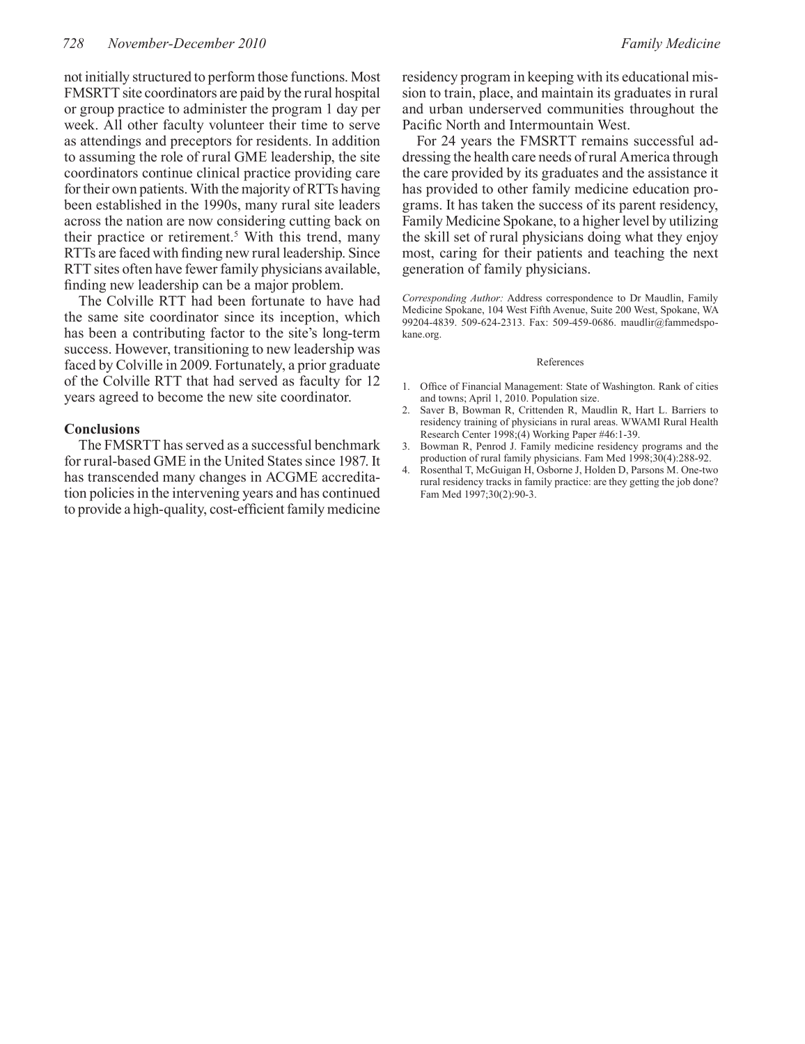not initially structured to perform those functions. Most FMSRTT site coordinators are paid by the rural hospital or group practice to administer the program 1 day per week. All other faculty volunteer their time to serve as attendings and preceptors for residents. In addition to assuming the role of rural GME leadership, the site coordinators continue clinical practice providing care for their own patients. With the majority of RTTs having been established in the 1990s, many rural site leaders across the nation are now considering cutting back on their practice or retirement.[5] With this trend, many RTTs are faced with finding new rural leadership. Since RTT sites often have fewer family physicians available, finding new leadership can be a major problem.

The Colville RTT had been fortunate to have had the same site coordinator since its inception, which has been a contributing factor to the site's long-term success. However, transitioning to new leadership was faced by Colville in 2009. Fortunately, a prior graduate of the Colville RTT that had served as faculty for 12 years agreed to become the new site coordinator.

## Conclusions

The FMSRTT has served as a successful benchmark for rural-based GME in the United States since 1987. It has transcended many changes in ACGME accreditation policies in the intervening years and has continued to provide a high-quality, cost-efficient family medicine residency program in keeping with its educational mission to train, place, and maintain its graduates in rural and urban underserved communities throughout the Pacific North and Intermountain West.

For 24 years the FMSRTT remains successful addressing the health care needs of rural America through the care provided by its graduates and the assistance it has provided to other family medicine education programs. It has taken the success of its parent residency, Family Medicine Spokane, to a higher level by utilizing the skill set of rural physicians doing what they enjoy most, caring for their patients and teaching the next generation of family physicians.

*Corresponding Author:* Address correspondence to Dr Maudlin, Family Medicine Spokane, 104 West Fifth Avenue, Suite 200 West, Spokane, WA 99204-4839. 509-624-2313. Fax: 509-459-0686. maudlir@fammedspokane.org.

### References

1. Office of Financial Management: State of Washington. Rank of cities and towns; April 1, 2010. Population size.
2. Saver B, Bowman R, Crittenden R, Maudlin R, Hart L. Barriers to residency training of physicians in rural areas. WWAMI Rural Health Research Center 1998;(4) Working Paper #46:1-39.
3. Bowman R, Penrod J. Family medicine residency programs and the production of rural family physicians. Fam Med 1998;30(4):288-92.
4. Rosenthal T, McGuigan H, Osborne J, Holden D, Parsons M. One-two rural residency tracks in family practice: are they getting the job done? Fam Med 1997;30(2):90-3.